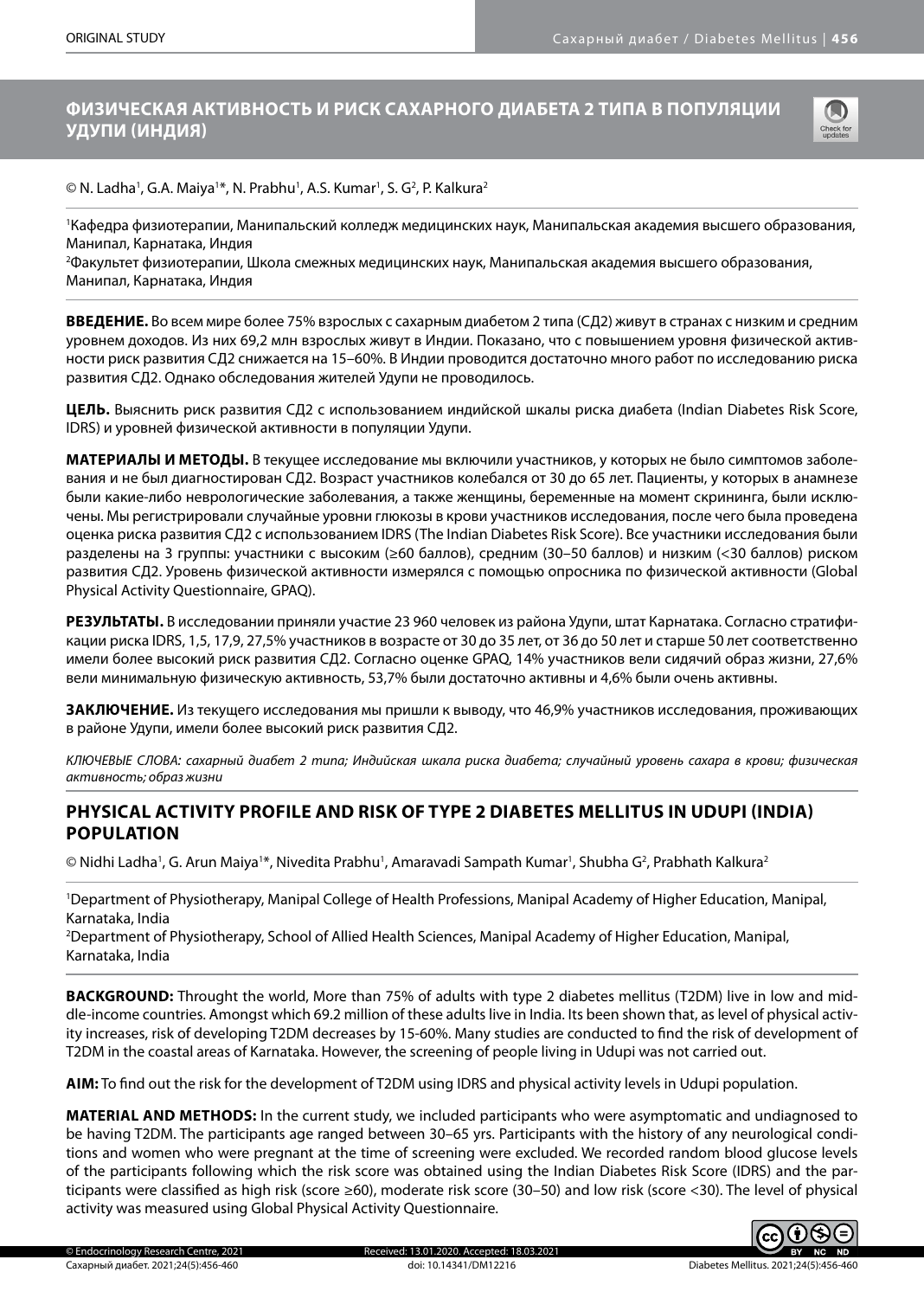# ФИЗИЧЕСКАЯ АКТИВНОСТЬ И РИСК САХАРНОГО ДИАБЕТА 2 ТИПА В ПОПУЛЯЦИИ УДУПИ (ИНДИЯ)

© N. Ladha[1], G.A. Maiya[1]*, N. Prabhu[1], A.S. Kumar[1], S. G[2], P. Kalkura[2]

[1]Кафедра физиотерапии, Манипальский колледж медицинских наук, Манипальская академия высшего образования, Манипал, Карнатака, Индия

[2]Факультет физиотерапии, Школа смежных медицинских наук, Манипальская академия высшего образования, Манипал, Карнатака, Индия

**ВВЕДЕНИЕ.** Во всем мире более 75% взрослых с сахарным диабетом 2 типа (СД2) живут в странах с низким и средним уровнем доходов. Из них 69,2 млн взрослых живут в Индии. Показано, что с повышением уровня физической активности риск развития СД2 снижается на 15–60%. В Индии проводится достаточно много работ по исследованию риска развития СД2. Однако обследования жителей Удупи не проводилось.

**ЦЕЛЬ.** Выяснить риск развития СД2 с использованием индийской шкалы риска диабета (Indian Diabetes Risk Score, IDRS) и уровней физической активности в популяции Удупи.

**МАТЕРИАЛЫ И МЕТОДЫ.** В текущее исследование мы включили участников, у которых не было симптомов заболевания и не был диагностирован СД2. Возраст участников колебался от 30 до 65 лет. Пациенты, у которых в анамнезе были какие-либо неврологические заболевания, а также женщины, беременные на момент скрининга, были исключены. Мы регистрировали случайные уровни глюкозы в крови участников исследования, после чего была проведена оценка риска развития СД2 с использованием IDRS (The Indian Diabetes Risk Score). Все участники исследования были разделены на 3 группы: участники с высоким (≥60 баллов), средним (30–50 баллов) и низким (<30 баллов) риском развития СД2. Уровень физической активности измерялся с помощью опросника по физической активности (Global Physical Activity Questionnaire, GPAQ).

**РЕЗУЛЬТАТЫ.** В исследовании приняли участие 23 960 человек из района Удупи, штат Карнатака. Согласно стратификации риска IDRS, 1,5, 17,9, 27,5% участников в возрасте от 30 до 35 лет, от 36 до 50 лет и старше 50 лет соответственно имели более высокий риск развития СД2. Согласно оценке GPAQ, 14% участников вели сидячий образ жизни, 27,6% вели минимальную физическую активность, 53,7% были достаточно активны и 4,6% были очень активны.

**ЗАКЛЮЧЕНИЕ.** Из текущего исследования мы пришли к выводу, что 46,9% участников исследования, проживающих в районе Удупи, имели более высокий риск развития СД2.

*КЛЮЧЕВЫЕ СЛОВА: сахарный диабет 2 типа; Индийская шкала риска диабета; случайный уровень сахара в крови; физическая активность; образ жизни*

# PHYSICAL ACTIVITY PROFILE AND RISK OF TYPE 2 DIABETES MELLITUS IN UDUPI (INDIA) POPULATION

© Nidhi Ladha[1], G. Arun Maiya[1]*, Nivedita Prabhu[1], Amaravadi Sampath Kumar[1], Shubha G[2], Prabhath Kalkura[2]

[1]Department of Physiotherapy, Manipal College of Health Professions, Manipal Academy of Higher Education, Manipal, Karnataka, India

[2]Department of Physiotherapy, School of Allied Health Sciences, Manipal Academy of Higher Education, Manipal, Karnataka, India

**BACKGROUND:** Throught the world, More than 75% of adults with type 2 diabetes mellitus (T2DM) live in low and middle-income countries. Amongst which 69.2 million of these adults live in India. Its been shown that, as level of physical activity increases, risk of developing T2DM decreases by 15-60%. Many studies are conducted to find the risk of development of T2DM in the coastal areas of Karnataka. However, the screening of people living in Udupi was not carried out.

**AIM:** To find out the risk for the development of T2DM using IDRS and physical activity levels in Udupi population.

**MATERIAL AND METHODS:** In the current study, we included participants who were asymptomatic and undiagnosed to be having T2DM. The participants age ranged between 30–65 yrs. Participants with the history of any neurological conditions and women who were pregnant at the time of screening were excluded. We recorded random blood glucose levels of the participants following which the risk score was obtained using the Indian Diabetes Risk Score (IDRS) and the participants were classified as high risk (score ≥60), moderate risk score (30–50) and low risk (score <30). The level of physical activity was measured using Global Physical Activity Questionnaire.

Received: 13.01.2020. Accepted: 18.03.2021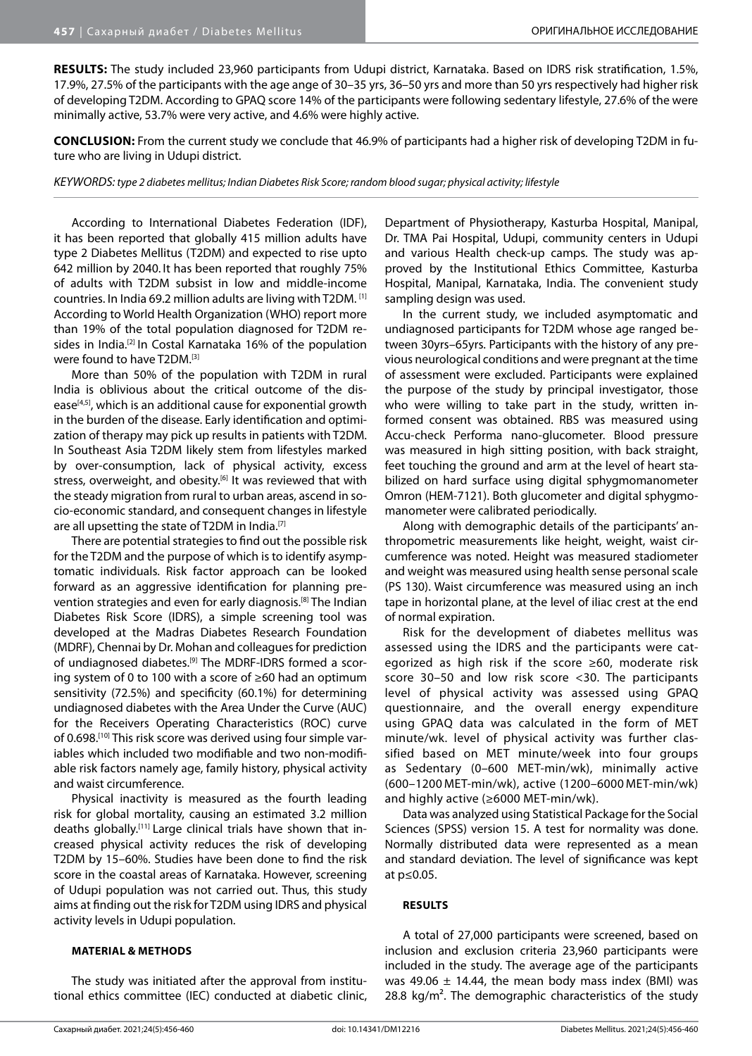**RESULTS:** The study included 23,960 participants from Udupi district, Karnataka. Based on IDRS risk stratification, 1.5%, 17.9%, 27.5% of the participants with the age ange of 30–35 yrs, 36–50 yrs and more than 50 yrs respectively had higher risk of developing T2DM. According to GPAQ score 14% of the participants were following sedentary lifestyle, 27.6% of the were minimally active, 53.7% were very active, and 4.6% were highly active.

**CONCLUSION:** From the current study we conclude that 46.9% of participants had a higher risk of developing T2DM in future who are living in Udupi district.

*KEYWORDS: type 2 diabetes mellitus; Indian Diabetes Risk Score; random blood sugar; physical activity; lifestyle*

According to International Diabetes Federation (IDF), it has been reported that globally 415 million adults have type 2 Diabetes Mellitus (T2DM) and expected to rise upto 642 million by 2040. It has been reported that roughly 75% of adults with T2DM subsist in low and middle-income countries. In India 69.2 million adults are living with T2DM. [1] According to World Health Organization (WHO) report more than 19% of the total population diagnosed for T2DM resides in India.[2] In Costal Karnataka 16% of the population were found to have T2DM.[3]

More than 50% of the population with T2DM in rural India is oblivious about the critical outcome of the disease[4,5], which is an additional cause for exponential growth in the burden of the disease. Early identification and optimization of therapy may pick up results in patients with T2DM. In Southeast Asia T2DM likely stem from lifestyles marked by over-consumption, lack of physical activity, excess stress, overweight, and obesity.[6] It was reviewed that with the steady migration from rural to urban areas, ascend in socio-economic standard, and consequent changes in lifestyle are all upsetting the state of T2DM in India.[7]

There are potential strategies to find out the possible risk for the T2DM and the purpose of which is to identify asymptomatic individuals. Risk factor approach can be looked forward as an aggressive identification for planning prevention strategies and even for early diagnosis.[8] The Indian Diabetes Risk Score (IDRS), a simple screening tool was developed at the Madras Diabetes Research Foundation (MDRF), Chennai by Dr. Mohan and colleagues for prediction of undiagnosed diabetes.[9] The MDRF-IDRS formed a scoring system of 0 to 100 with a score of ≥60 had an optimum sensitivity (72.5%) and specificity (60.1%) for determining undiagnosed diabetes with the Area Under the Curve (AUC) for the Receivers Operating Characteristics (ROC) curve of 0.698.[10] This risk score was derived using four simple variables which included two modifiable and two non-modifiable risk factors namely age, family history, physical activity and waist circumference.

Physical inactivity is measured as the fourth leading risk for global mortality, causing an estimated 3.2 million deaths globally.[11] Large clinical trials have shown that increased physical activity reduces the risk of developing T2DM by 15–60%. Studies have been done to find the risk score in the coastal areas of Karnataka. However, screening of Udupi population was not carried out. Thus, this study aims at finding out the risk for T2DM using IDRS and physical activity levels in Udupi population.

## MATERIAL & METHODS

The study was initiated after the approval from institutional ethics committee (IEC) conducted at diabetic clinic, Department of Physiotherapy, Kasturba Hospital, Manipal, Dr. TMA Pai Hospital, Udupi, community centers in Udupi and various Health check-up camps. The study was approved by the Institutional Ethics Committee, Kasturba Hospital, Manipal, Karnataka, India. The convenient study sampling design was used.

In the current study, we included asymptomatic and undiagnosed participants for T2DM whose age ranged between 30yrs–65yrs. Participants with the history of any previous neurological conditions and were pregnant at the time of assessment were excluded. Participants were explained the purpose of the study by principal investigator, those who were willing to take part in the study, written informed consent was obtained. RBS was measured using Accu-check Performa nano-glucometer. Blood pressure was measured in high sitting position, with back straight, feet touching the ground and arm at the level of heart stabilized on hard surface using digital sphygmomanometer Omron (HEM-7121). Both glucometer and digital sphygmomanometer were calibrated periodically.

Along with demographic details of the participants' anthropometric measurements like height, weight, waist circumference was noted. Height was measured stadiometer and weight was measured using health sense personal scale (PS 130). Waist circumference was measured using an inch tape in horizontal plane, at the level of iliac crest at the end of normal expiration.

Risk for the development of diabetes mellitus was assessed using the IDRS and the participants were categorized as high risk if the score ≥60, moderate risk score 30–50 and low risk score <30. The participants level of physical activity was assessed using GPAQ questionnaire, and the overall energy expenditure using GPAQ data was calculated in the form of MET minute/wk. level of physical activity was further classified based on MET minute/week into four groups as Sedentary (0–600 MET-min/wk), minimally active (600–1200 MET-min/wk), active (1200–6000 MET-min/wk) and highly active (≥6000 MET-min/wk).

Data was analyzed using Statistical Package for the Social Sciences (SPSS) version 15. A test for normality was done. Normally distributed data were represented as a mean and standard deviation. The level of significance was kept at $p \leq 0.05$.

## RESULTS

A total of 27,000 participants were screened, based on inclusion and exclusion criteria 23,960 participants were included in the study. The average age of the participants was 49.06 ± 14.44, the mean body mass index (BMI) was 28.8 kg/m². The demographic characteristics of the study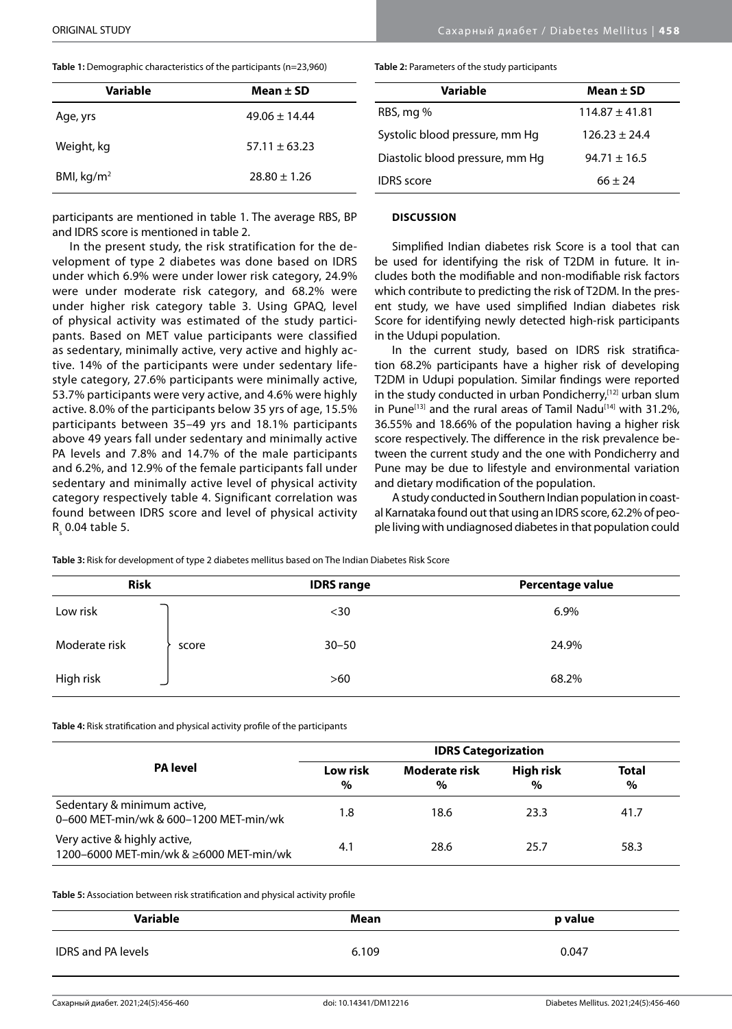**Table 1:** Demographic characteristics of the participants (n=23,960)

| Variable | Mean ± SD |
|---|---|
| Age, yrs | 49.06 ± 14.44 |
| Weight, kg | 57.11 ± 63.23 |
| BMI, kg/m$^2$ | 28.80 ± 1.26 |

participants are mentioned in table 1. The average RBS, BP and IDRS score is mentioned in table 2.

In the present study, the risk stratification for the development of type 2 diabetes was done based on IDRS under which 6.9% were under lower risk category, 24.9% were under moderate risk category, and 68.2% were under higher risk category table 3. Using GPAQ, level of physical activity was estimated of the study participants. Based on MET value participants were classified as sedentary, minimally active, very active and highly active. 14% of the participants were under sedentary lifestyle category, 27.6% participants were minimally active, 53.7% participants were very active, and 4.6% were highly active. 8.0% of the participants below 35 yrs of age, 15.5% participants between 35–49 yrs and 18.1% participants above 49 years fall under sedentary and minimally active PA levels and 7.8% and 14.7% of the male participants and 6.2%, and 12.9% of the female participants fall under sedentary and minimally active level of physical activity category respectively table 4. Significant correlation was found between IDRS score and level of physical activity $R_s$ 0.04 table 5.

**Table 2:** Parameters of the study participants

| Variable | Mean ± SD |
|---|---|
| RBS, mg % | 114.87 ± 41.81 |
| Systolic blood pressure, mm Hg | 126.23 ± 24.4 |
| Diastolic blood pressure, mm Hg | 94.71 ± 16.5 |
| IDRS score | 66 ± 24 |

## DISCUSSION

Simplified Indian diabetes risk Score is a tool that can be used for identifying the risk of T2DM in future. It includes both the modifiable and non-modifiable risk factors which contribute to predicting the risk of T2DM. In the present study, we have used simplified Indian diabetes risk Score for identifying newly detected high-risk participants in the Udupi population.

In the current study, based on IDRS risk stratification 68.2% participants have a higher risk of developing T2DM in Udupi population. Similar findings were reported in the study conducted in urban Pondicherry,[12] urban slum in Pune[13] and the rural areas of Tamil Nadu[14] with 31.2%, 36.55% and 18.66% of the population having a higher risk score respectively. The difference in the risk prevalence between the current study and the one with Pondicherry and Pune may be due to lifestyle and environmental variation and dietary modification of the population.

A study conducted in Southern Indian population in coastal Karnataka found out that using an IDRS score, 62.2% of people living with undiagnosed diabetes in that population could

**Table 3:** Risk for development of type 2 diabetes mellitus based on The Indian Diabetes Risk Score

| Risk | | IDRS range | Percentage value |
|---|---|---|---|
| Low risk | score | <30 | 6.9% |
| Moderate risk | score | 30–50 | 24.9% |
| High risk | score | >60 | 68.2% |

**Table 4:** Risk stratification and physical activity profile of the participants

| PA level | IDRS Categorization | | | |
|---|---|---|---|---|
| | Low risk % | Moderate risk % | High risk % | Total % |
| Sedentary & minimum active, 0–600 MET-min/wk & 600–1200 MET-min/wk | 1.8 | 18.6 | 23.3 | 41.7 |
| Very active & highly active, 1200–6000 MET-min/wk & ≥6000 MET-min/wk | 4.1 | 28.6 | 25.7 | 58.3 |

**Table 5:** Association between risk stratification and physical activity profile

| Variable | Mean | p value |
|---|---|---|
| IDRS and PA levels | 6.109 | 0.047 |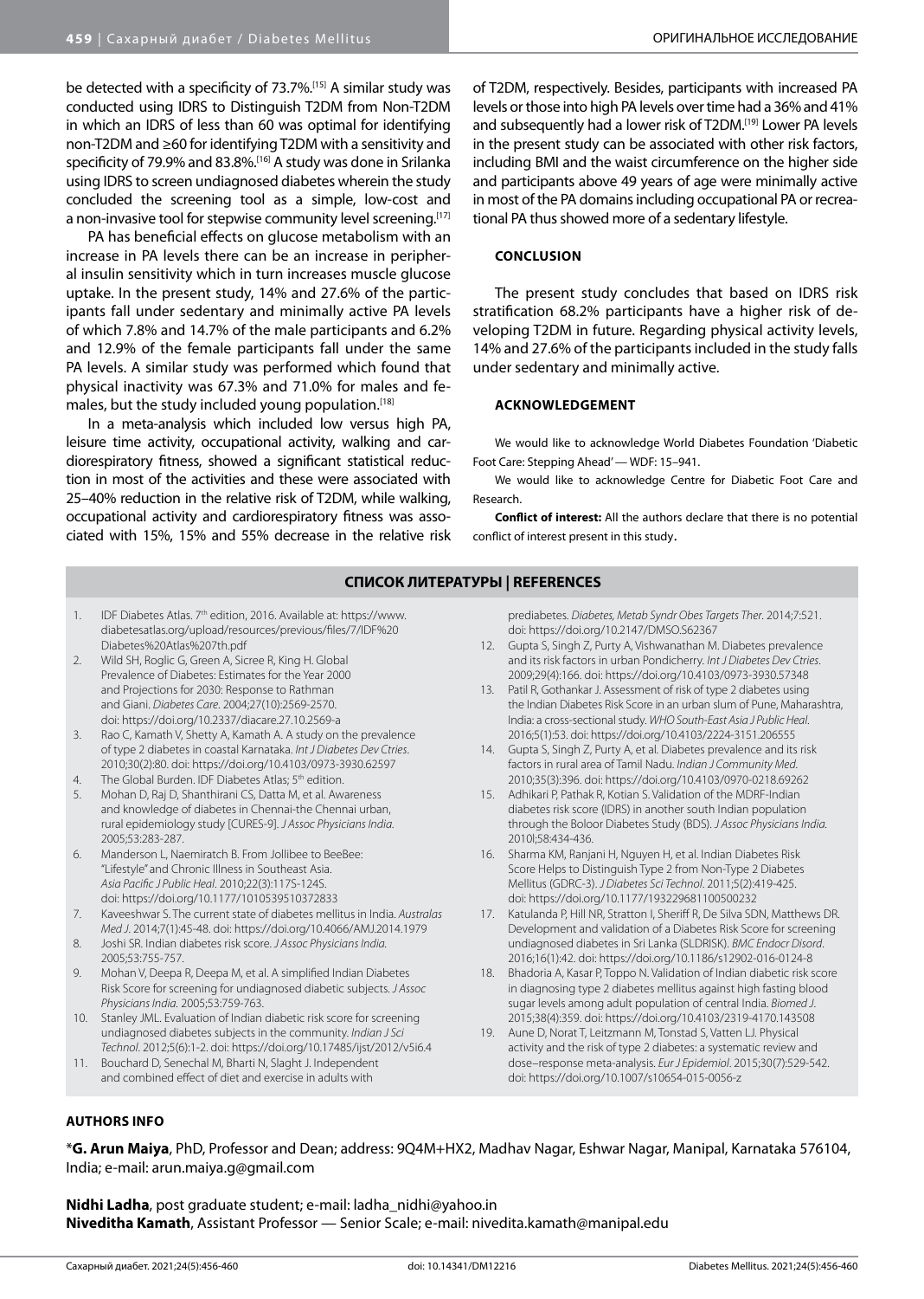be detected with a specificity of 73.7%.[15] A similar study was conducted using IDRS to Distinguish T2DM from Non-T2DM in which an IDRS of less than 60 was optimal for identifying non-T2DM and ≥60 for identifying T2DM with a sensitivity and specificity of 79.9% and 83.8%.[16] A study was done in Srilanka using IDRS to screen undiagnosed diabetes wherein the study concluded the screening tool as a simple, low-cost and a non-invasive tool for stepwise community level screening.[17]

PA has beneficial effects on glucose metabolism with an increase in PA levels there can be an increase in peripheral insulin sensitivity which in turn increases muscle glucose uptake. In the present study, 14% and 27.6% of the participants fall under sedentary and minimally active PA levels of which 7.8% and 14.7% of the male participants and 6.2% and 12.9% of the female participants fall under the same PA levels. A similar study was performed which found that physical inactivity was 67.3% and 71.0% for males and females, but the study included young population.[18]

In a meta-analysis which included low versus high PA, leisure time activity, occupational activity, walking and cardiorespiratory fitness, showed a significant statistical reduction in most of the activities and these were associated with 25–40% reduction in the relative risk of T2DM, while walking, occupational activity and cardiorespiratory fitness was associated with 15%, 15% and 55% decrease in the relative risk of T2DM, respectively. Besides, participants with increased PA levels or those into high PA levels over time had a 36% and 41% and subsequently had a lower risk of T2DM.[19] Lower PA levels in the present study can be associated with other risk factors, including BMI and the waist circumference on the higher side and participants above 49 years of age were minimally active in most of the PA domains including occupational PA or recreational PA thus showed more of a sedentary lifestyle.

## CONCLUSION

The present study concludes that based on IDRS risk stratification 68.2% participants have a higher risk of developing T2DM in future. Regarding physical activity levels, 14% and 27.6% of the participants included in the study falls under sedentary and minimally active.

## ACKNOWLEDGEMENT

We would like to acknowledge World Diabetes Foundation 'Diabetic Foot Care: Stepping Ahead' — WDF: 15–941.

We would like to acknowledge Centre for Diabetic Foot Care and Research.

**Conflict of interest:** All the authors declare that there is no potential conflict of interest present in this study.

## СПИСОК ЛИТЕРАТУРЫ | REFERENCES

1. IDF Diabetes Atlas. 7th edition, 2016. Available at: https://www.diabetesatlas.org/upload/resources/previous/files/7/IDF%20Diabetes%20Atlas%207th.pdf
2. Wild SH, Roglic G, Green A, Sicree R, King H. Global Prevalence of Diabetes: Estimates for the Year 2000 and Projections for 2030: Response to Rathman and Giani. *Diabetes Care*. 2004;27(10):2569-2570. doi: https://doi.org/10.2337/diacare.27.10.2569-a
3. Rao C, Kamath V, Shetty A, Kamath A. A study on the prevalence of type 2 diabetes in coastal Karnataka. *Int J Diabetes Dev Ctries*. 2010;30(2):80. doi: https://doi.org/10.4103/0973-3930.62597
4. The Global Burden. IDF Diabetes Atlas; 5th edition.
5. Mohan D, Raj D, Shanthirani CS, Datta M, et al. Awareness and knowledge of diabetes in Chennai-the Chennai urban, rural epidemiology study [CURES-9]. *J Assoc Physicians India*. 2005;53:283-287.
6. Manderson L, Naemiratch B. From Jollibee to BeeBee: "Lifestyle" and Chronic Illness in Southeast Asia. *Asia Pacific J Public Heal*. 2010;22(3):117S-124S. doi: https://doi.org/10.1177/1010539510372833
7. Kaveeshwar S. The current state of diabetes mellitus in India. *Australas Med J*. 2014;7(1):45-48. doi: https://doi.org/10.4066/AMJ.2014.1979
8. Joshi SR. Indian diabetes risk score. *J Assoc Physicians India*. 2005;53:755-757.
9. Mohan V, Deepa R, Deepa M, et al. A simplified Indian Diabetes Risk Score for screening for undiagnosed diabetic subjects. *J Assoc Physicians India*. 2005;53:759-763.
10. Stanley JML. Evaluation of Indian diabetic risk score for screening undiagnosed diabetes subjects in the community. *Indian J Sci Technol*. 2012;5(6):1-2. doi: https://doi.org/10.17485/ijst/2012/v5i6.4
11. Bouchard D, Senechal M, Bharti N, Slaght J. Independent and combined effect of diet and exercise in adults with prediabetes. *Diabetes, Metab Syndr Obes Targets Ther*. 2014;7:521. doi: https://doi.org/10.2147/DMSO.S62367
12. Gupta S, Singh Z, Purty A, Vishwanathan M. Diabetes prevalence and its risk factors in urban Pondicherry. *Int J Diabetes Dev Ctries*. 2009;29(4):166. doi: https://doi.org/10.4103/0973-3930.57348
13. Patil R, Gothankar J. Assessment of risk of type 2 diabetes using the Indian Diabetes Risk Score in an urban slum of Pune, Maharashtra, India: a cross-sectional study. *WHO South-East Asia J Public Heal*. 2016;5(1):53. doi: https://doi.org/10.4103/2224-3151.206555
14. Gupta S, Singh Z, Purty A, et al. Diabetes prevalence and its risk factors in rural area of Tamil Nadu. *Indian J Community Med*. 2010;35(3):396. doi: https://doi.org/10.4103/0970-0218.69262
15. Adhikari P, Pathak R, Kotian S. Validation of the MDRF-Indian diabetes risk score (IDRS) in another south Indian population through the Boloor Diabetes Study (BDS). *J Assoc Physicians India*. 2010l;58:434-436.
16. Sharma KM, Ranjani H, Nguyen H, et al. Indian Diabetes Risk Score Helps to Distinguish Type 2 from Non-Type 2 Diabetes Mellitus (GDRC-3). *J Diabetes Sci Technol*. 2011;5(2):419-425. doi: https://doi.org/10.1177/193229681100500232
17. Katulanda P, Hill NR, Stratton I, Sheriff R, De Silva SDN, Matthews DR. Development and validation of a Diabetes Risk Score for screening undiagnosed diabetes in Sri Lanka (SLDRISK). *BMC Endocr Disord*. 2016;16(1):42. doi: https://doi.org/10.1186/s12902-016-0124-8
18. Bhadoria A, Kasar P, Toppo N. Validation of Indian diabetic risk score in diagnosing type 2 diabetes mellitus against high fasting blood sugar levels among adult population of central India. *Biomed J*. 2015;38(4):359. doi: https://doi.org/10.4103/2319-4170.143508
19. Aune D, Norat T, Leitzmann M, Tonstad S, Vatten LJ. Physical activity and the risk of type 2 diabetes: a systematic review and dose–response meta-analysis. *Eur J Epidemiol*. 2015;30(7):529-542. doi: https://doi.org/10.1007/s10654-015-0056-z

## AUTHORS INFO

***G. Arun Maiya**, PhD, Professor and Dean; address: 9Q4M+HX2, Madhav Nagar, Eshwar Nagar, Manipal, Karnataka 576104, India; e-mail: arun.maiya.g@gmail.com

**Nidhi Ladha**, post graduate student; e-mail: ladha_nidhi@yahoo.in
**Niveditha Kamath**, Assistant Professor — Senior Scale; e-mail: nivedita.kamath@manipal.edu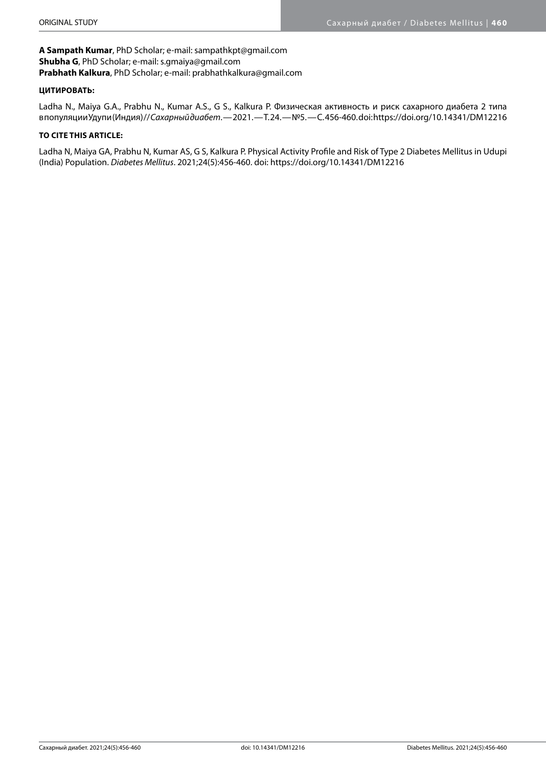**A Sampath Kumar**, PhD Scholar; e-mail: sampathkpt@gmail.com
**Shubha G**, PhD Scholar; e-mail: s.gmaiya@gmail.com
**Prabhath Kalkura**, PhD Scholar; e-mail: prabhathkalkura@gmail.com

**ЦИТИРОВАТЬ:**

Ladha N., Maiya G.A., Prabhu N., Kumar A.S., G S., Kalkura P. Физическая активность и риск сахарного диабета 2 типа в популяции Удупи (Индия) // *Сахарный диабет*. — 2021. — Т. 24. — №5. — С. 456-460. doi: https://doi.org/10.14341/DM12216

**TO CITE THIS ARTICLE:**

Ladha N, Maiya GA, Prabhu N, Kumar AS, G S, Kalkura P. Physical Activity Profile and Risk of Type 2 Diabetes Mellitus in Udupi (India) Population. *Diabetes Mellitus*. 2021;24(5):456-460. doi: https://doi.org/10.14341/DM12216